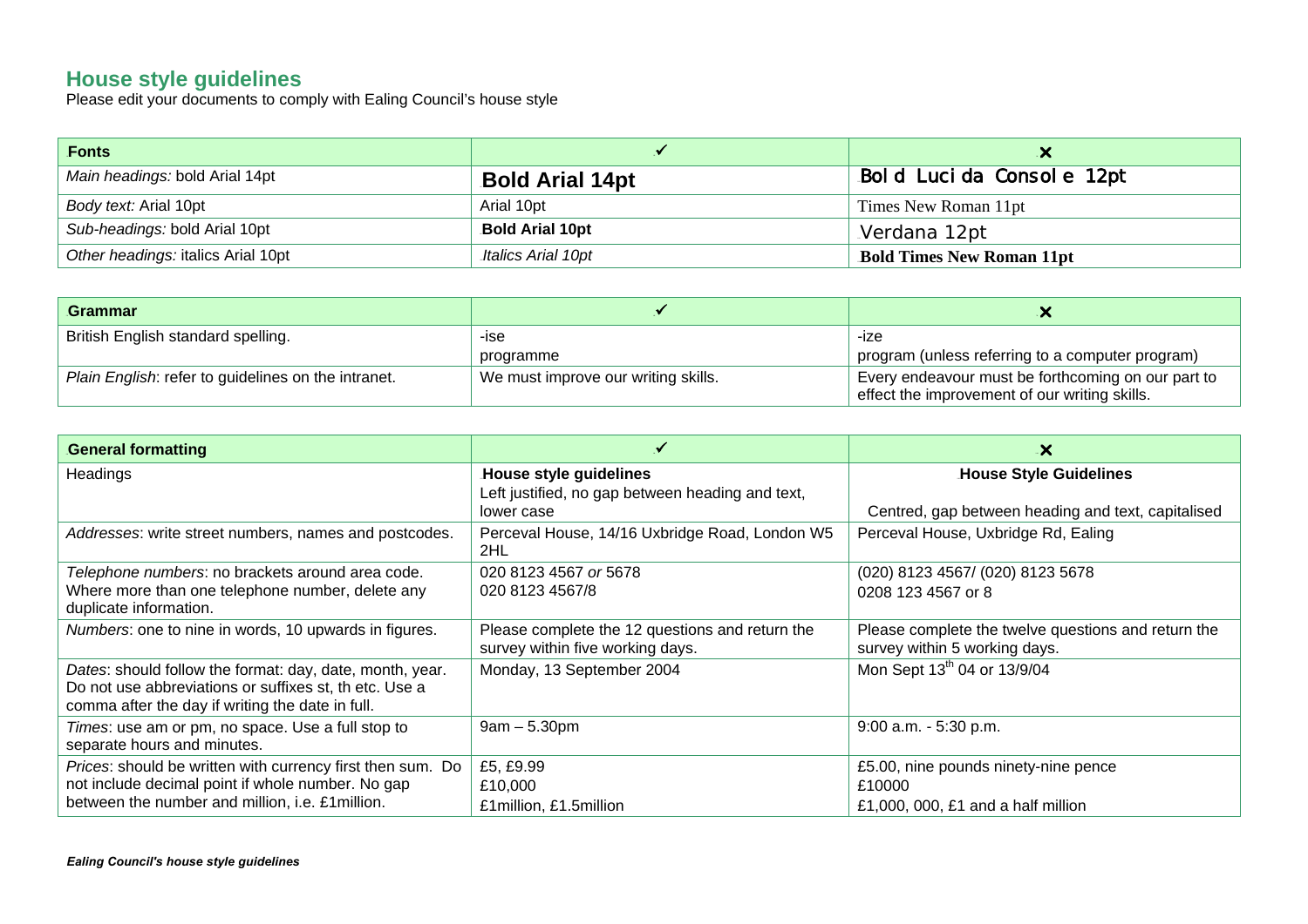## House style guidelines

Please edit your documents to comply with Ealing Council's house style

| **Fonts** | ✓ | ✗ |
|---|---|---|
| *Main headings:* bold Arial 14pt | **Bold Arial 14pt** | **Bold Lucida Console 12pt** |
| *Body text:* Arial 10pt | Arial 10pt | Times New Roman 11pt |
| *Sub-headings:* bold Arial 10pt | **Bold Arial 10pt** | Verdana 12pt |
| *Other headings:* italics Arial 10pt | *Italics Arial 10pt* | **Bold Times New Roman 11pt** |

| **Grammar** | ✓ | ✗ |
|---|---|---|
| British English standard spelling. | -ise<br>programme | -ize<br>program (unless referring to a computer program) |
| *Plain English*: refer to guidelines on the intranet. | We must improve our writing skills. | Every endeavour must be forthcoming on our part to effect the improvement of our writing skills. |

| **General formatting** | ✓ | ✗ |
|---|---|---|
| Headings | **House style guidelines**<br>Left justified, no gap between heading and text, lower case | **House Style Guidelines**<br><br>Centred, gap between heading and text, capitalised |
| *Addresses*: write street numbers, names and postcodes. | Perceval House, 14/16 Uxbridge Road, London W5 2HL | Perceval House, Uxbridge Rd, Ealing |
| *Telephone numbers*: no brackets around area code. Where more than one telephone number, delete any duplicate information. | 020 8123 4567 *or* 5678<br>020 8123 4567/8 | (020) 8123 4567/ (020) 8123 5678<br>0208 123 4567 or 8 |
| *Numbers*: one to nine in words, 10 upwards in figures. | Please complete the 12 questions and return the survey within five working days. | Please complete the twelve questions and return the survey within 5 working days. |
| *Dates*: should follow the format: day, date, month, year. Do not use abbreviations or suffixes st, th etc. Use a comma after the day if writing the date in full. | Monday, 13 September 2004 | Mon Sept 13th 04 or 13/9/04 |
| *Times*: use am or pm, no space. Use a full stop to separate hours and minutes. | 9am – 5.30pm | 9:00 a.m. - 5:30 p.m. |
| *Prices*: should be written with currency first then sum. Do not include decimal point if whole number. No gap between the number and million, i.e. £1million. | £5, £9.99<br>£10,000<br>£1million, £1.5million | £5.00, nine pounds ninety-nine pence<br>£10000<br>£1,000, 000, £1 and a half million |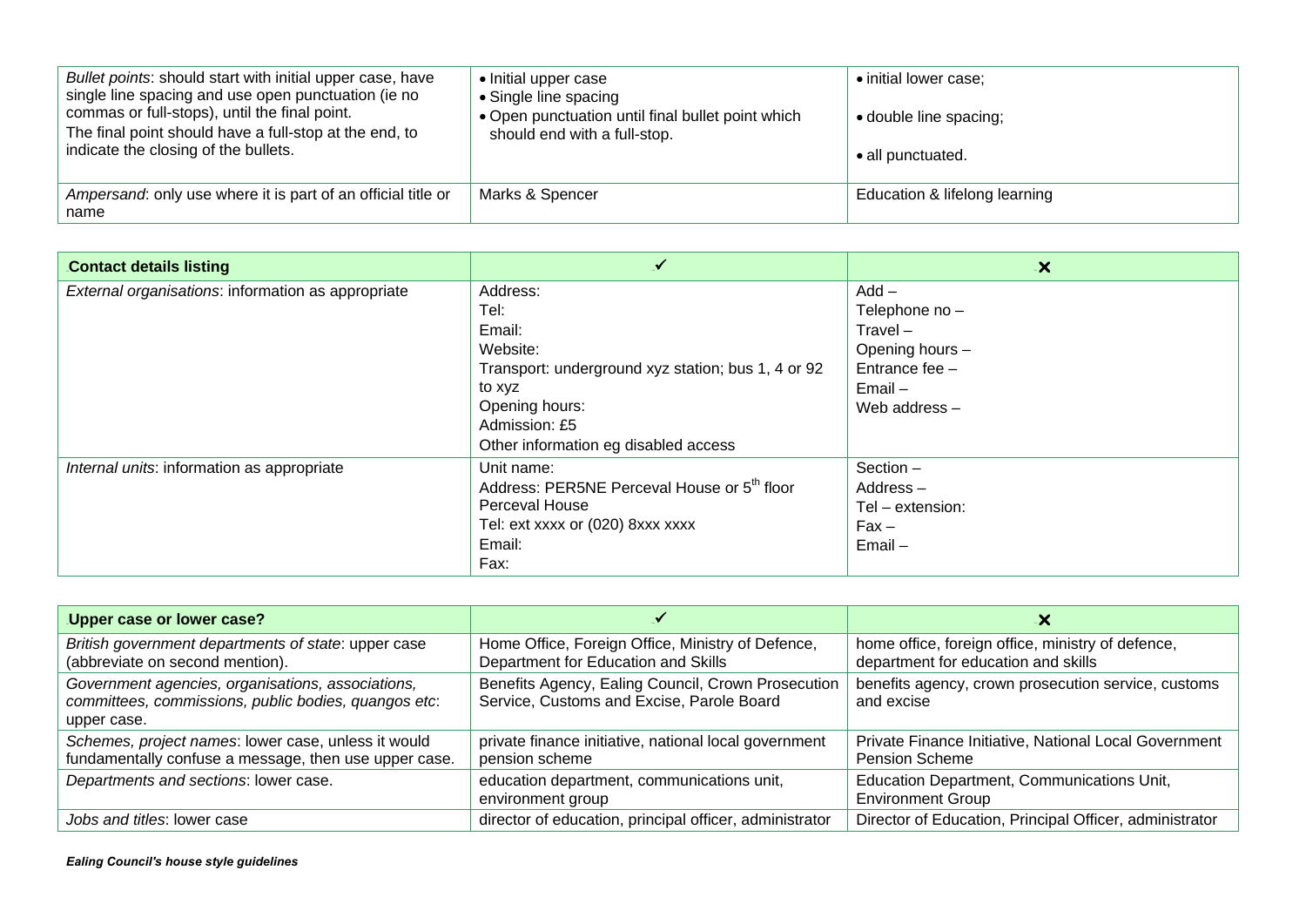| | | |
|---|---|---|
| *Bullet points*: should start with initial upper case, have single line spacing and use open punctuation (ie no commas or full-stops), until the final point.<br>The final point should have a full-stop at the end, to indicate the closing of the bullets. | • Initial upper case<br>• Single line spacing<br>• Open punctuation until final bullet point which should end with a full-stop. | • initial lower case;<br><br>• double line spacing;<br><br>• all punctuated. |
| *Ampersand*: only use where it is part of an official title or name | Marks & Spencer | Education & lifelong learning |

| **Contact details listing** | ✓ | ✗ |
|---|---|---|
| *External organisations*: information as appropriate | Address:<br>Tel:<br>Email:<br>Website:<br>Transport: underground xyz station; bus 1, 4 or 92 to xyz<br>Opening hours:<br>Admission: £5<br>Other information eg disabled access | Add –<br>Telephone no –<br>Travel –<br>Opening hours –<br>Entrance fee –<br>Email –<br>Web address – |
| *Internal units*: information as appropriate | Unit name:<br>Address: PER5NE Perceval House or 5th floor Perceval House<br>Tel: ext xxxx or (020) 8xxx xxxx<br>Email:<br>Fax: | Section –<br>Address –<br>Tel – extension:<br>Fax –<br>Email – |

| **Upper case or lower case?** | ✓ | ✗ |
|---|---|---|
| *British government departments of state*: upper case (abbreviate on second mention). | Home Office, Foreign Office, Ministry of Defence, Department for Education and Skills | home office, foreign office, ministry of defence, department for education and skills |
| *Government agencies, organisations, associations, committees, commissions, public bodies, quangos etc*: upper case. | Benefits Agency, Ealing Council, Crown Prosecution Service, Customs and Excise, Parole Board | benefits agency, crown prosecution service, customs and excise |
| *Schemes, project names*: lower case, unless it would fundamentally confuse a message, then use upper case. | private finance initiative, national local government pension scheme | Private Finance Initiative, National Local Government Pension Scheme |
| *Departments and sections*: lower case. | education department, communications unit, environment group | Education Department, Communications Unit, Environment Group |
| *Jobs and titles*: lower case | director of education, principal officer, administrator | Director of Education, Principal Officer, administrator |

***Ealing Council's house style guidelines***